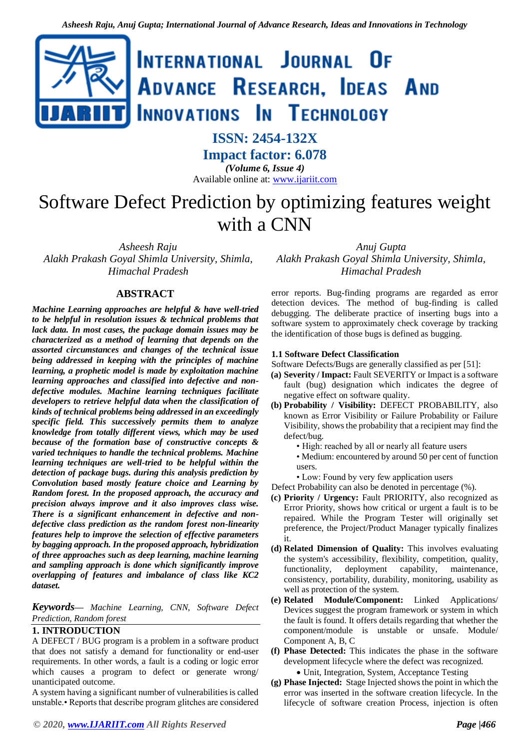ISSN: 2454-132X

Impact factor: 6.078

*(Volume 6, Issue 4)*

Available online at: www.ijariit.com

# Software Defect Prediction by optimizing features weight with a CNN

*Asheesh Raju*
*Alakh Prakash Goyal Shimla University, Shimla, Himachal Pradesh*

*Anuj Gupta*
*Alakh Prakash Goyal Shimla University, Shimla, Himachal Pradesh*

## ABSTRACT

***Machine Learning approaches are helpful & have well-tried to be helpful in resolution issues & technical problems that lack data. In most cases, the package domain issues may be characterized as a method of learning that depends on the assorted circumstances and changes of the technical issue being addressed in keeping with the principles of machine learning, a prophetic model is made by exploitation machine learning approaches and classified into defective and non-defective modules. Machine learning techniques facilitate developers to retrieve helpful data when the classification of kinds of technical problems being addressed in an exceedingly specific field. This successively permits them to analyze knowledge from totally different views, which may be used because of the formation base of constructive concepts & varied techniques to handle the technical problems. Machine learning techniques are well-tried to be helpful within the detection of package bugs. during this analysis prediction by Convolution based mostly feature choice and Learning by Random forest. In the proposed approach, the accuracy and precision always improve and it also improves class wise. There is a significant enhancement in defective and non-defective class prediction as the random forest non-linearity features help to improve the selection of effective parameters by bagging approach. In the proposed approach, hybridization of three approaches such as deep learning, machine learning and sampling approach is done which significantly improve overlapping of features and imbalance of class like KC2 dataset.***

***Keywords***— *Machine Learning, CNN, Software Defect Prediction, Random forest*

## 1. INTRODUCTION

A DEFECT / BUG program is a problem in a software product that does not satisfy a demand for functionality or end-user requirements. In other words, a fault is a coding or logic error which causes a program to defect or generate wrong/ unanticipated outcome.

A system having a significant number of vulnerabilities is called unstable.• Reports that describe program glitches are considered error reports. Bug-finding programs are regarded as error detection devices. The method of bug-finding is called debugging. The deliberate practice of inserting bugs into a software system to approximately check coverage by tracking the identification of those bugs is defined as bugging.

### 1.1 Software Defect Classification

Software Defects/Bugs are generally classified as per [51]:

**(a) Severity / Impact:** Fault SEVERITY or Impact is a software fault (bug) designation which indicates the degree of negative effect on software quality.

**(b) Probability / Visibility:** DEFECT PROBABILITY, also known as Error Visibility or Failure Probability or Failure Visibility, shows the probability that a recipient may find the defect/bug.

- High: reached by all or nearly all feature users
- Medium: encountered by around 50 per cent of function users.
- Low: Found by very few application users

Defect Probability can also be denoted in percentage (%).

**(c) Priority / Urgency:** Fault PRIORITY, also recognized as Error Priority, shows how critical or urgent a fault is to be repaired. While the Program Tester will originally set preference, the Project/Product Manager typically finalizes it.

**(d) Related Dimension of Quality:** This involves evaluating the system's accessibility, flexibility, competition, quality, functionality, deployment capability, maintenance, consistency, portability, durability, monitoring, usability as well as protection of the system.

**(e) Related Module/Component:** Linked Applications/ Devices suggest the program framework or system in which the fault is found. It offers details regarding that whether the component/module is unstable or unsafe. Module/ Component A, B, C

**(f) Phase Detected:** This indicates the phase in the software development lifecycle where the defect was recognized.

- Unit, Integration, System, Acceptance Testing

**(g) Phase Injected:** Stage Injected shows the point in which the error was inserted in the software creation lifecycle. In the lifecycle of software creation Process, injection is often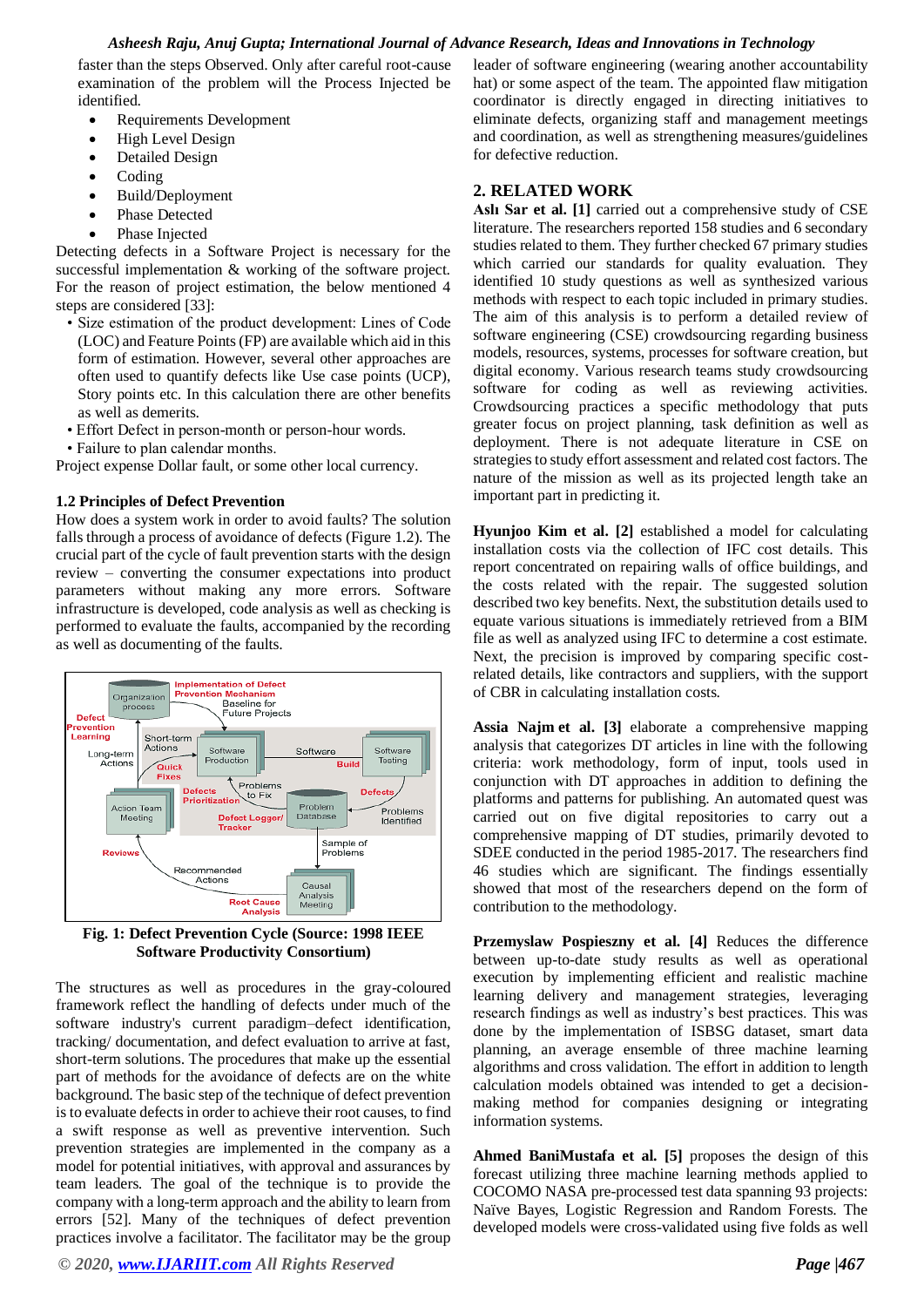faster than the steps Observed. Only after careful root-cause examination of the problem will the Process Injected be identified.

- Requirements Development
- High Level Design
- Detailed Design
- Coding
- Build/Deployment
- Phase Detected
- Phase Injected

Detecting defects in a Software Project is necessary for the successful implementation & working of the software project. For the reason of project estimation, the below mentioned 4 steps are considered [33]:

- Size estimation of the product development: Lines of Code (LOC) and Feature Points (FP) are available which aid in this form of estimation. However, several other approaches are often used to quantify defects like Use case points (UCP), Story points etc. In this calculation there are other benefits as well as demerits.
- Effort Defect in person-month or person-hour words.
- Failure to plan calendar months.

Project expense Dollar fault, or some other local currency.

### 1.2 Principles of Defect Prevention

How does a system work in order to avoid faults? The solution falls through a process of avoidance of defects (Figure 1.2). The crucial part of the cycle of fault prevention starts with the design review – converting the consumer expectations into product parameters without making any more errors. Software infrastructure is developed, code analysis as well as checking is performed to evaluate the faults, accompanied by the recording as well as documenting of the faults.

**Fig. 1: Defect Prevention Cycle (Source: 1998 IEEE Software Productivity Consortium)**

The structures as well as procedures in the gray-coloured framework reflect the handling of defects under much of the software industry's current paradigm–defect identification, tracking/ documentation, and defect evaluation to arrive at fast, short-term solutions. The procedures that make up the essential part of methods for the avoidance of defects are on the white background. The basic step of the technique of defect prevention is to evaluate defects in order to achieve their root causes, to find a swift response as well as preventive intervention. Such prevention strategies are implemented in the company as a model for potential initiatives, with approval and assurances by team leaders. The goal of the technique is to provide the company with a long-term approach and the ability to learn from errors [52]. Many of the techniques of defect prevention practices involve a facilitator. The facilitator may be the group leader of software engineering (wearing another accountability hat) or some aspect of the team. The appointed flaw mitigation coordinator is directly engaged in directing initiatives to eliminate defects, organizing staff and management meetings and coordination, as well as strengthening measures/guidelines for defective reduction.

## 2. RELATED WORK

**Aslı Sar et al. [1]** carried out a comprehensive study of CSE literature. The researchers reported 158 studies and 6 secondary studies related to them. They further checked 67 primary studies which carried our standards for quality evaluation. They identified 10 study questions as well as synthesized various methods with respect to each topic included in primary studies. The aim of this analysis is to perform a detailed review of software engineering (CSE) crowdsourcing regarding business models, resources, systems, processes for software creation, but digital economy. Various research teams study crowdsourcing software for coding as well as reviewing activities. Crowdsourcing practices a specific methodology that puts greater focus on project planning, task definition as well as deployment. There is not adequate literature in CSE on strategies to study effort assessment and related cost factors. The nature of the mission as well as its projected length take an important part in predicting it.

**Hyunjoo Kim et al. [2]** established a model for calculating installation costs via the collection of IFC cost details. This report concentrated on repairing walls of office buildings, and the costs related with the repair. The suggested solution described two key benefits. Next, the substitution details used to equate various situations is immediately retrieved from a BIM file as well as analyzed using IFC to determine a cost estimate. Next, the precision is improved by comparing specific cost-related details, like contractors and suppliers, with the support of CBR in calculating installation costs.

**Assia Najm et al. [3]** elaborate a comprehensive mapping analysis that categorizes DT articles in line with the following criteria: work methodology, form of input, tools used in conjunction with DT approaches in addition to defining the platforms and patterns for publishing. An automated quest was carried out on five digital repositories to carry out a comprehensive mapping of DT studies, primarily devoted to SDEE conducted in the period 1985-2017. The researchers find 46 studies which are significant. The findings essentially showed that most of the researchers depend on the form of contribution to the methodology.

**Przemyslaw Pospieszny et al. [4]** Reduces the difference between up-to-date study results as well as operational execution by implementing efficient and realistic machine learning delivery and management strategies, leveraging research findings as well as industry's best practices. This was done by the implementation of ISBSG dataset, smart data planning, an average ensemble of three machine learning algorithms and cross validation. The effort in addition to length calculation models obtained was intended to get a decision-making method for companies designing or integrating information systems.

**Ahmed BaniMustafa et al. [5]** proposes the design of this forecast utilizing three machine learning methods applied to COCOMO NASA pre-processed test data spanning 93 projects: Naïve Bayes, Logistic Regression and Random Forests. The developed models were cross-validated using five folds as well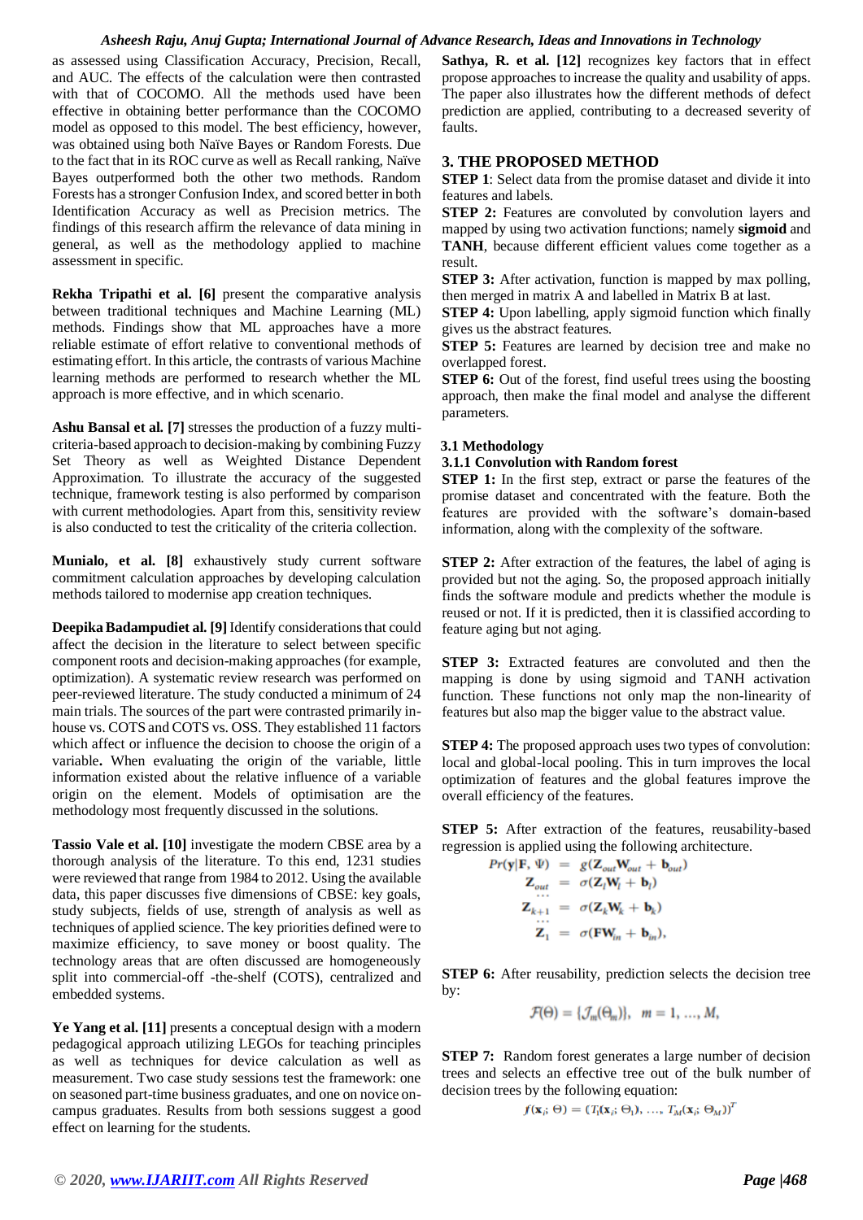as assessed using Classification Accuracy, Precision, Recall, and AUC. The effects of the calculation were then contrasted with that of COCOMO. All the methods used have been effective in obtaining better performance than the COCOMO model as opposed to this model. The best efficiency, however, was obtained using both Naïve Bayes or Random Forests. Due to the fact that in its ROC curve as well as Recall ranking, Naïve Bayes outperformed both the other two methods. Random Forests has a stronger Confusion Index, and scored better in both Identification Accuracy as well as Precision metrics. The findings of this research affirm the relevance of data mining in general, as well as the methodology applied to machine assessment in specific.

**Rekha Tripathi et al. [6]** present the comparative analysis between traditional techniques and Machine Learning (ML) methods. Findings show that ML approaches have a more reliable estimate of effort relative to conventional methods of estimating effort. In this article, the contrasts of various Machine learning methods are performed to research whether the ML approach is more effective, and in which scenario.

**Ashu Bansal et al. [7]** stresses the production of a fuzzy multi-criteria-based approach to decision-making by combining Fuzzy Set Theory as well as Weighted Distance Dependent Approximation. To illustrate the accuracy of the suggested technique, framework testing is also performed by comparison with current methodologies. Apart from this, sensitivity review is also conducted to test the criticality of the criteria collection.

**Munialo, et al. [8]** exhaustively study current software commitment calculation approaches by developing calculation methods tailored to modernise app creation techniques.

**Deepika Badampudiet al. [9]** Identify considerations that could affect the decision in the literature to select between specific component roots and decision-making approaches (for example, optimization). A systematic review research was performed on peer-reviewed literature. The study conducted a minimum of 24 main trials. The sources of the part were contrasted primarily in-house vs. COTS and COTS vs. OSS. They established 11 factors which affect or influence the decision to choose the origin of a variable**.** When evaluating the origin of the variable, little information existed about the relative influence of a variable origin on the element. Models of optimisation are the methodology most frequently discussed in the solutions.

**Tassio Vale et al. [10]** investigate the modern CBSE area by a thorough analysis of the literature. To this end, 1231 studies were reviewed that range from 1984 to 2012. Using the available data, this paper discusses five dimensions of CBSE: key goals, study subjects, fields of use, strength of analysis as well as techniques of applied science. The key priorities defined were to maximize efficiency, to save money or boost quality. The technology areas that are often discussed are homogeneously split into commercial-off -the-shelf (COTS), centralized and embedded systems.

**Ye Yang et al. [11]** presents a conceptual design with a modern pedagogical approach utilizing LEGOs for teaching principles as well as techniques for device calculation as well as measurement. Two case study sessions test the framework: one on seasoned part-time business graduates, and one on novice on-campus graduates. Results from both sessions suggest a good effect on learning for the students.

**Sathya, R. et al. [12]** recognizes key factors that in effect propose approaches to increase the quality and usability of apps. The paper also illustrates how the different methods of defect prediction are applied, contributing to a decreased severity of faults.

## 3. THE PROPOSED METHOD

**STEP 1**: Select data from the promise dataset and divide it into features and labels.

**STEP 2:** Features are convoluted by convolution layers and mapped by using two activation functions; namely **sigmoid** and **TANH**, because different efficient values come together as a result.

**STEP 3:** After activation, function is mapped by max polling, then merged in matrix A and labelled in Matrix B at last.

**STEP 4:** Upon labelling, apply sigmoid function which finally gives us the abstract features.

**STEP 5:** Features are learned by decision tree and make no overlapped forest.

**STEP 6:** Out of the forest, find useful trees using the boosting approach, then make the final model and analyse the different parameters.

### 3.1 Methodology

#### 3.1.1 Convolution with Random forest

**STEP 1:** In the first step, extract or parse the features of the promise dataset and concentrated with the feature. Both the features are provided with the software's domain-based information, along with the complexity of the software.

**STEP 2:** After extraction of the features, the label of aging is provided but not the aging. So, the proposed approach initially finds the software module and predicts whether the module is reused or not. If it is predicted, then it is classified according to feature aging but not aging.

**STEP 3:** Extracted features are convoluted and then the mapping is done by using sigmoid and TANH activation function. These functions not only map the non-linearity of features but also map the bigger value to the abstract value.

**STEP 4:** The proposed approach uses two types of convolution: local and global-local pooling. This in turn improves the local optimization of features and the global features improve the overall efficiency of the features.

**STEP 5:** After extraction of the features, reusability-based regression is applied using the following architecture.

$$
\begin{aligned}
Pr(\mathbf{y}|\mathbf{F}, \Psi) &= g(\mathbf{Z}_{out}\mathbf{W}_{out} + \mathbf{b}_{out}) \\
\mathbf{Z}_{out} &= \sigma(\mathbf{Z}_l\mathbf{W}_l + \mathbf{b}_l) \\
&\cdots \\
\mathbf{Z}_{k+1} &= \sigma(\mathbf{Z}_k\mathbf{W}_k + \mathbf{b}_k) \\
&\cdots \\
\mathbf{Z}_1 &= \sigma(\mathbf{F}\mathbf{W}_{in} + \mathbf{b}_{in}),
\end{aligned}
$$

**STEP 6:** After reusability, prediction selects the decision tree by:

$$\mathcal{F}(\Theta) = \{\mathcal{J}_m(\Theta_m)\}, \quad m = 1, \ldots, M,$$

**STEP 7:** Random forest generates a large number of decision trees and selects an effective tree out of the bulk number of decision trees by the following equation:

$$f(\mathbf{x}_i; \Theta) = (T_1(\mathbf{x}_i; \Theta_1), \ldots, T_M(\mathbf{x}_i; \Theta_M))^T$$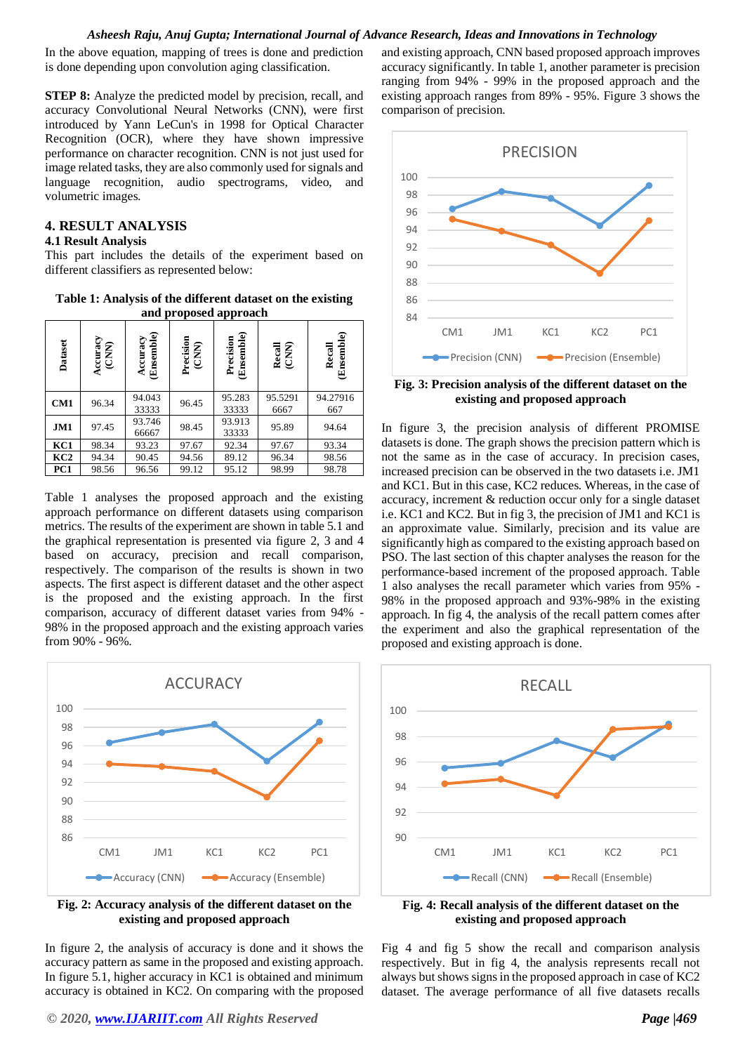In the above equation, mapping of trees is done and prediction is done depending upon convolution aging classification.

**STEP 8:** Analyze the predicted model by precision, recall, and accuracy Convolutional Neural Networks (CNN), were first introduced by Yann LeCun's in 1998 for Optical Character Recognition (OCR), where they have shown impressive performance on character recognition. CNN is not just used for image related tasks, they are also commonly used for signals and language recognition, audio spectrograms, video, and volumetric images.

## 4. RESULT ANALYSIS

### 4.1 Result Analysis

This part includes the details of the experiment based on different classifiers as represented below:

**Table 1: Analysis of the different dataset on the existing and proposed approach**

| Dataset | Accuracy (CNN) | Accuracy (Ensemble) | Precision (CNN) | Precision (Ensemble) | Recall (CNN) | Recall (Ensemble) |
|---|---|---|---|---|---|---|
| CM1 | 96.34 | 94.04333333 | 96.45 | 95.28333333 | 95.52916667 | 94.27916667 |
| JM1 | 97.45 | 93.74666667 | 98.45 | 93.91333333 | 95.89 | 94.64 |
| KC1 | 98.34 | 93.23 | 97.67 | 92.34 | 97.67 | 93.34 |
| KC2 | 94.34 | 90.45 | 94.56 | 89.12 | 96.34 | 98.56 |
| PC1 | 98.56 | 96.56 | 99.12 | 95.12 | 98.99 | 98.78 |

Table 1 analyses the proposed approach and the existing approach performance on different datasets using comparison metrics. The results of the experiment are shown in table 5.1 and the graphical representation is presented via figure 2, 3 and 4 based on accuracy, precision and recall comparison, respectively. The comparison of the results is shown in two aspects. The first aspect is different dataset and the other aspect is the proposed and the existing approach. In the first comparison, accuracy of different dataset varies from 94% - 98% in the proposed approach and the existing approach varies from 90% - 96%.

**Fig. 2: Accuracy analysis of the different dataset on the existing and proposed approach**

In figure 2, the analysis of accuracy is done and it shows the accuracy pattern as same in the proposed and existing approach. In figure 5.1, higher accuracy in KC1 is obtained and minimum accuracy is obtained in KC2. On comparing with the proposed and existing approach, CNN based proposed approach improves accuracy significantly. In table 1, another parameter is precision ranging from 94% - 99% in the proposed approach and the existing approach ranges from 89% - 95%. Figure 3 shows the comparison of precision.

**Fig. 3: Precision analysis of the different dataset on the existing and proposed approach**

In figure 3, the precision analysis of different PROMISE datasets is done. The graph shows the precision pattern which is not the same as in the case of accuracy. In precision cases, increased precision can be observed in the two datasets i.e. JM1 and KC1. But in this case, KC2 reduces. Whereas, in the case of accuracy, increment & reduction occur only for a single dataset i.e. KC1 and KC2. But in fig 3, the precision of JM1 and KC1 is an approximate value. Similarly, precision and its value are significantly high as compared to the existing approach based on PSO. The last section of this chapter analyses the reason for the performance-based increment of the proposed approach. Table 1 also analyses the recall parameter which varies from 95% - 98% in the proposed approach and 93%-98% in the existing approach. In fig 4, the analysis of the recall pattern comes after the experiment and also the graphical representation of the proposed and existing approach is done.

**Fig. 4: Recall analysis of the different dataset on the existing and proposed approach**

Fig 4 and fig 5 show the recall and comparison analysis respectively. But in fig 4, the analysis represents recall not always but shows signs in the proposed approach in case of KC2 dataset. The average performance of all five datasets recalls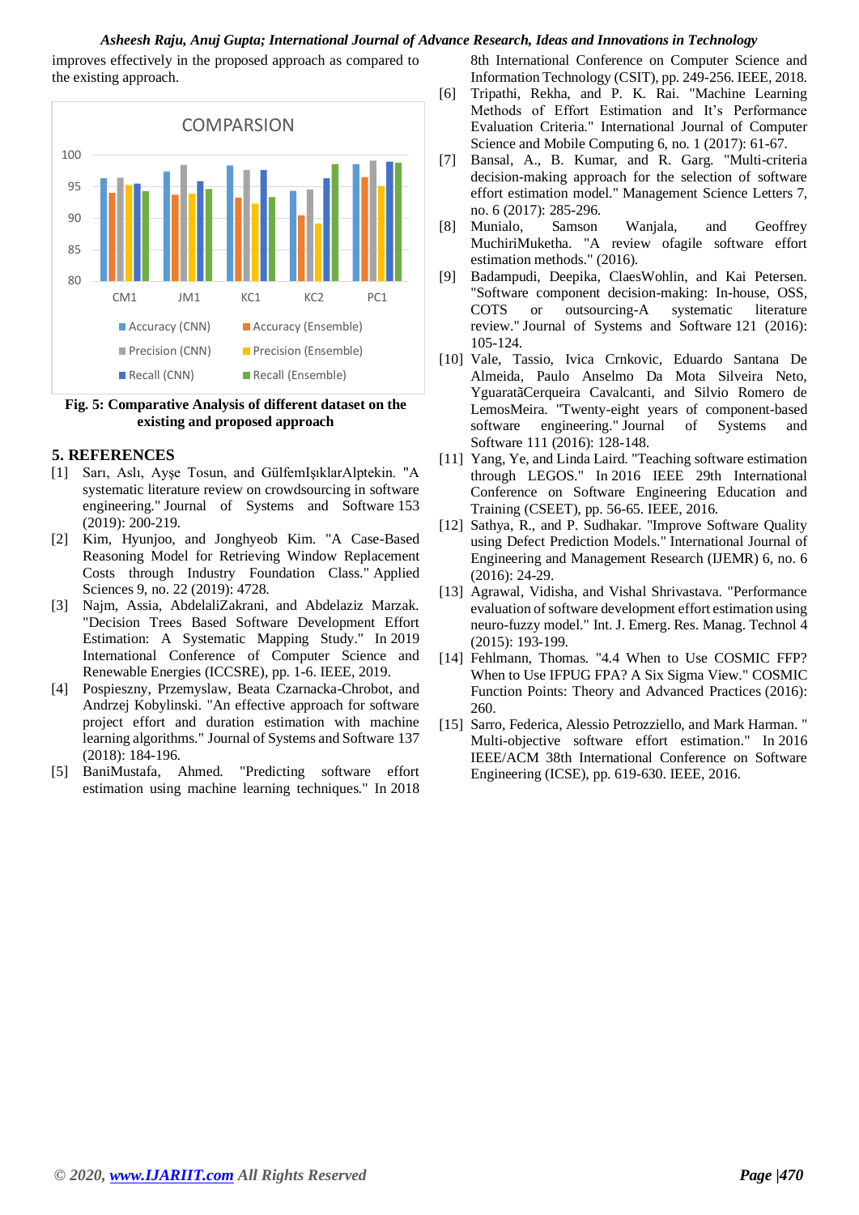improves effectively in the proposed approach as compared to the existing approach.

COMPARSION

100
95
90
85
80

CM1 JM1 KC1 KC2 PC1

Accuracy (CNN)
Accuracy (Ensemble)
Precision (CNN)
Precision (Ensemble)
Recall (CNN)
Recall (Ensemble)

**Fig. 5: Comparative Analysis of different dataset on the existing and proposed approach**

## 5. REFERENCES

[1] Sarı, Aslı, Ayşe Tosun, and GülfemIşıklarAlptekin. "A systematic literature review on crowdsourcing in software engineering." Journal of Systems and Software 153 (2019): 200-219.

[2] Kim, Hyunjoo, and Jonghyeob Kim. "A Case-Based Reasoning Model for Retrieving Window Replacement Costs through Industry Foundation Class." Applied Sciences 9, no. 22 (2019): 4728.

[3] Najm, Assia, AbdelaliZakrani, and Abdelaziz Marzak. "Decision Trees Based Software Development Effort Estimation: A Systematic Mapping Study." In 2019 International Conference of Computer Science and Renewable Energies (ICCSRE), pp. 1-6. IEEE, 2019.

[4] Pospieszny, Przemyslaw, Beata Czarnacka-Chrobot, and Andrzej Kobylinski. "An effective approach for software project effort and duration estimation with machine learning algorithms." Journal of Systems and Software 137 (2018): 184-196.

[5] BaniMustafa, Ahmed. "Predicting software effort estimation using machine learning techniques." In 2018 8th International Conference on Computer Science and Information Technology (CSIT), pp. 249-256. IEEE, 2018.

[6] Tripathi, Rekha, and P. K. Rai. "Machine Learning Methods of Effort Estimation and It's Performance Evaluation Criteria." International Journal of Computer Science and Mobile Computing 6, no. 1 (2017): 61-67.

[7] Bansal, A., B. Kumar, and R. Garg. "Multi-criteria decision-making approach for the selection of software effort estimation model." Management Science Letters 7, no. 6 (2017): 285-296.

[8] Munialo, Samson Wanjala, and Geoffrey MuchiriMuketha. "A review ofagile software effort estimation methods." (2016).

[9] Badampudi, Deepika, ClaesWohlin, and Kai Petersen. "Software component decision-making: In-house, OSS, COTS or outsourcing-A systematic literature review." Journal of Systems and Software 121 (2016): 105-124.

[10] Vale, Tassio, Ivica Crnkovic, Eduardo Santana De Almeida, Paulo Anselmo Da Mota Silveira Neto, YguaratãCerqueira Cavalcanti, and Silvio Romero de LemosMeira. "Twenty-eight years of component-based software engineering." Journal of Systems and Software 111 (2016): 128-148.

[11] Yang, Ye, and Linda Laird. "Teaching software estimation through LEGOS." In 2016 IEEE 29th International Conference on Software Engineering Education and Training (CSEET), pp. 56-65. IEEE, 2016.

[12] Sathya, R., and P. Sudhakar. "Improve Software Quality using Defect Prediction Models." International Journal of Engineering and Management Research (IJEMR) 6, no. 6 (2016): 24-29.

[13] Agrawal, Vidisha, and Vishal Shrivastava. "Performance evaluation of software development effort estimation using neuro-fuzzy model." Int. J. Emerg. Res. Manag. Technol 4 (2015): 193-199.

[14] Fehlmann, Thomas. "4.4 When to Use COSMIC FFP? When to Use IFPUG FPA? A Six Sigma View." COSMIC Function Points: Theory and Advanced Practices (2016): 260.

[15] Sarro, Federica, Alessio Petrozziello, and Mark Harman. " Multi-objective software effort estimation." In 2016 IEEE/ACM 38th International Conference on Software Engineering (ICSE), pp. 619-630. IEEE, 2016.